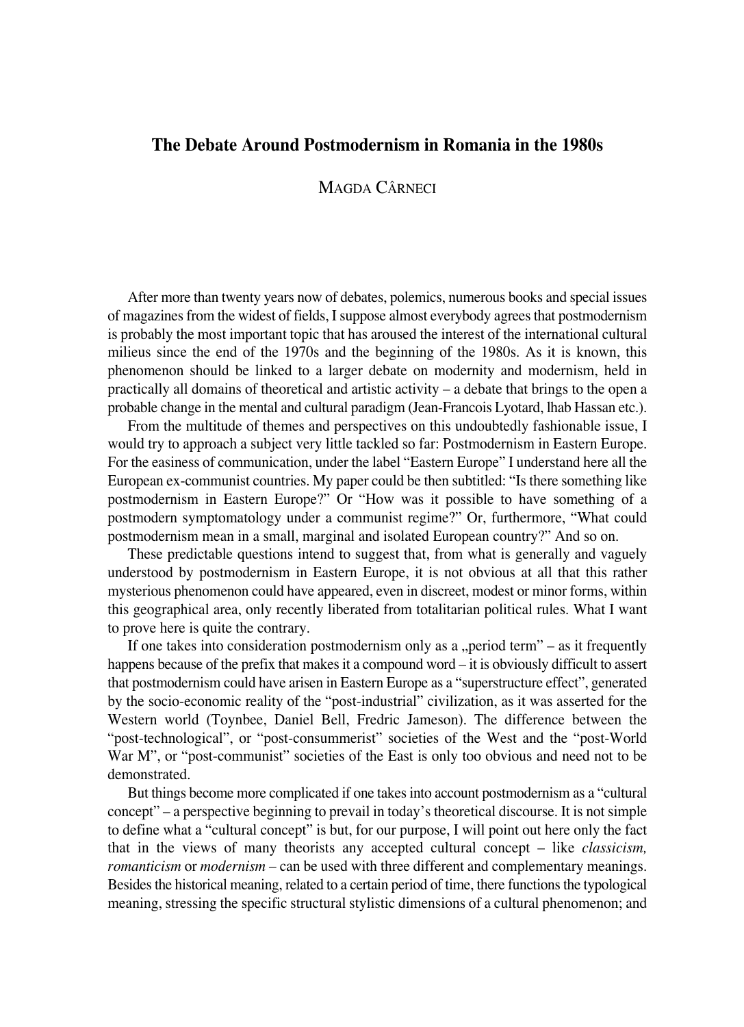# The Debate Around Postmodernism in Romania in the 1980s

MAGDA CÂRNECI

After more than twenty years now of debates, polemics, numerous books and special issues of magazines from the widest of fields, I suppose almost everybody agrees that postmodernism is probably the most important topic that has aroused the interest of the international cultural milieus since the end of the 1970s and the beginning of the 1980s. As it is known, this phenomenon should be linked to a larger debate on modernity and modernism, held in practically all domains of theoretical and artistic activity – a debate that brings to the open a probable change in the mental and cultural paradigm (Jean-Francois Lyotard, lhab Hassan etc.).

From the multitude of themes and perspectives on this undoubtedly fashionable issue, I would try to approach a subject very little tackled so far: Postmodernism in Eastern Europe. For the easiness of communication, under the label "Eastern Europe" I understand here all the European ex-communist countries. My paper could be then subtitled: "Is there something like postmodernism in Eastern Europe?" Or "How was it possible to have something of a postmodern symptomatology under a communist regime?" Or, furthermore, "What could postmodernism mean in a small, marginal and isolated European country?" And so on.

These predictable questions intend to suggest that, from what is generally and vaguely understood by postmodernism in Eastern Europe, it is not obvious at all that this rather mysterious phenomenon could have appeared, even in discreet, modest or minor forms, within this geographical area, only recently liberated from totalitarian political rules. What I want to prove here is quite the contrary.

If one takes into consideration postmodernism only as a „period term" – as it frequently happens because of the prefix that makes it a compound word – it is obviously difficult to assert that postmodernism could have arisen in Eastern Europe as a "superstructure effect", generated by the socio-economic reality of the "post-industrial" civilization, as it was asserted for the Western world (Toynbee, Daniel Bell, Fredric Jameson). The difference between the "post-technological", or "post-consummerist" societies of the West and the "post-World War M", or "post-communist" societies of the East is only too obvious and need not to be demonstrated.

But things become more complicated if one takes into account postmodernism as a "cultural concept" – a perspective beginning to prevail in today's theoretical discourse. It is not simple to define what a "cultural concept" is but, for our purpose, I will point out here only the fact that in the views of many theorists any accepted cultural concept – like *classicism, romanticism* or *modernism* – can be used with three different and complementary meanings. Besides the historical meaning, related to a certain period of time, there functions the typological meaning, stressing the specific structural stylistic dimensions of a cultural phenomenon; and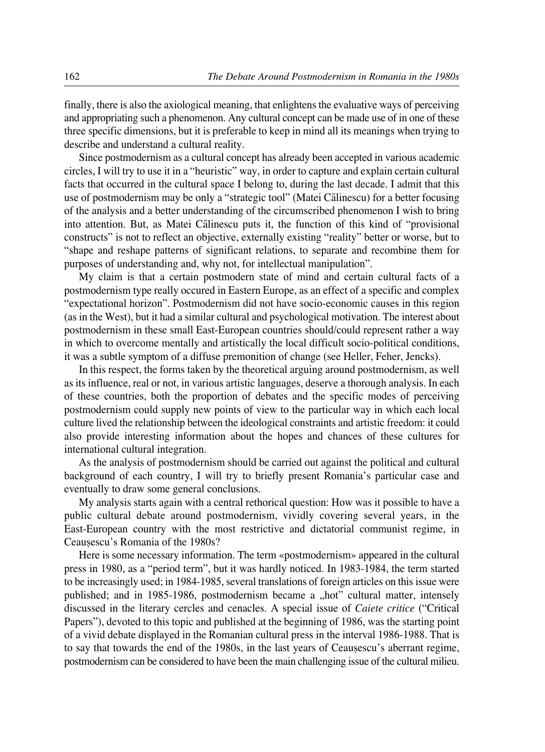finally, there is also the axiological meaning, that enlightens the evaluative ways of perceiving and appropriating such a phenomenon. Any cultural concept can be made use of in one of these three specific dimensions, but it is preferable to keep in mind all its meanings when trying to describe and understand a cultural reality.

Since postmodernism as a cultural concept has already been accepted in various academic circles, I will try to use it in a "heuristic" way, in order to capture and explain certain cultural facts that occurred in the cultural space I belong to, during the last decade. I admit that this use of postmodernism may be only a "strategic tool" (Matei Călinescu) for a better focusing of the analysis and a better understanding of the circumscribed phenomenon I wish to bring into attention. But, as Matei Călinescu puts it, the function of this kind of "provisional constructs" is not to reflect an objective, externally existing "reality" better or worse, but to "shape and reshape patterns of significant relations, to separate and recombine them for purposes of understanding and, why not, for intellectual manipulation".

My claim is that a certain postmodern state of mind and certain cultural facts of a postmodernism type really occured in Eastern Europe, as an effect of a specific and complex "expectational horizon". Postmodernism did not have socio-economic causes in this region (as in the West), but it had a similar cultural and psychological motivation. The interest about postmodernism in these small East-European countries should/could represent rather a way in which to overcome mentally and artistically the local difficult socio-political conditions, it was a subtle symptom of a diffuse premonition of change (see Heller, Feher, Jencks).

In this respect, the forms taken by the theoretical arguing around postmodernism, as well as its influence, real or not, in various artistic languages, deserve a thorough analysis. In each of these countries, both the proportion of debates and the specific modes of perceiving postmodernism could supply new points of view to the particular way in which each local culture lived the relationship between the ideological constraints and artistic freedom: it could also provide interesting information about the hopes and chances of these cultures for international cultural integration.

As the analysis of postmodernism should be carried out against the political and cultural background of each country, I will try to briefly present Romania's particular case and eventually to draw some general conclusions.

My analysis starts again with a central rethorical question: How was it possible to have a public cultural debate around postmodernism, vividly covering several years, in the East-European country with the most restrictive and dictatorial communist regime, in Ceaușescu's Romania of the 1980s?

Here is some necessary information. The term «postmodernism» appeared in the cultural press in 1980, as a "period term", but it was hardly noticed. In 1983-1984, the term started to be increasingly used; in 1984-1985, several translations of foreign articles on this issue were published; and in 1985-1986, postmodernism became a „hot" cultural matter, intensely discussed in the literary cercles and cenacles. A special issue of *Caiete critice* ("Critical Papers"), devoted to this topic and published at the beginning of 1986, was the starting point of a vivid debate displayed in the Romanian cultural press in the interval 1986-1988. That is to say that towards the end of the 1980s, in the last years of Ceaușescu's aberrant regime, postmodernism can be considered to have been the main challenging issue of the cultural milieu.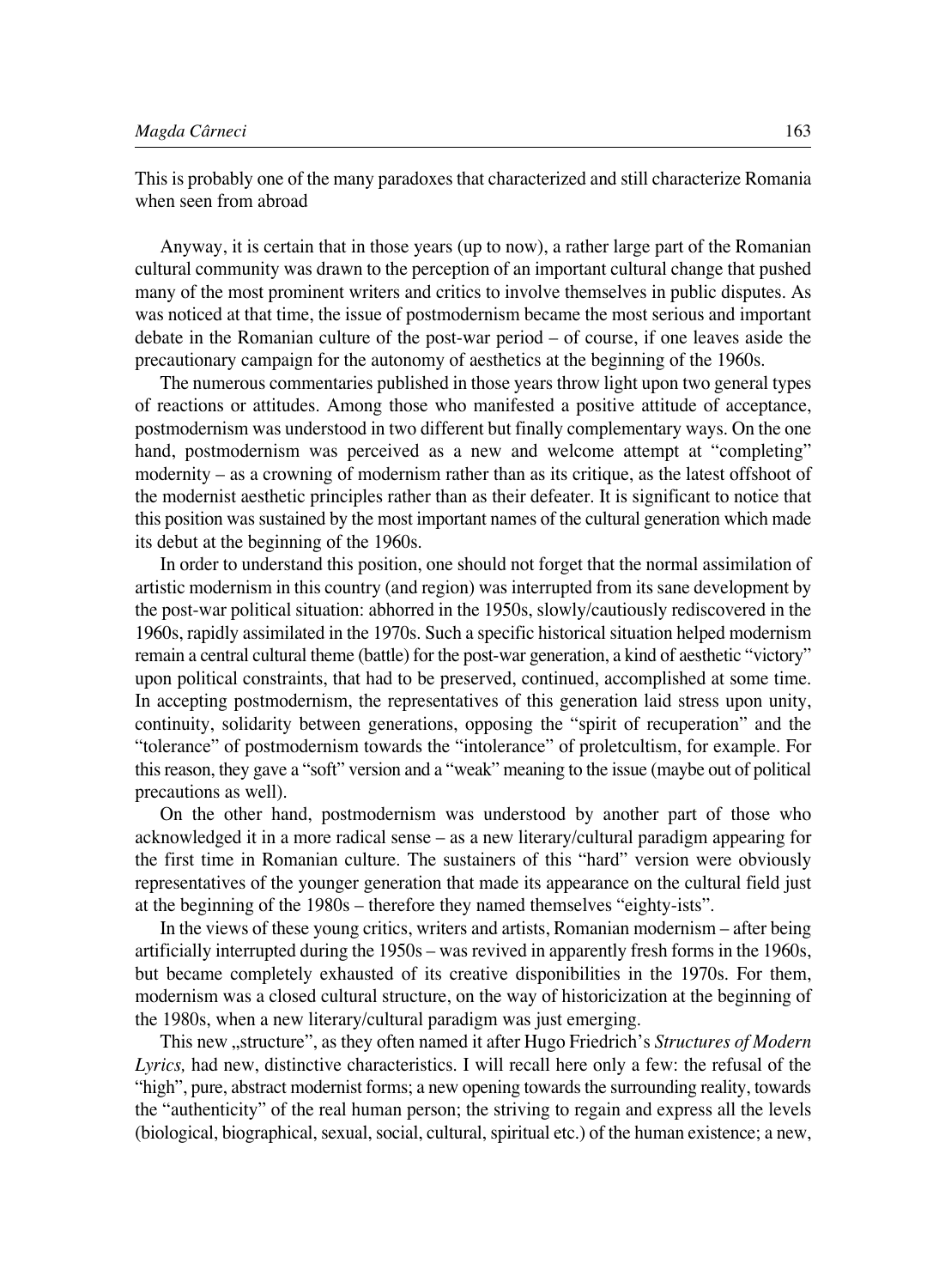This is probably one of the many paradoxes that characterized and still characterize Romania when seen from abroad

Anyway, it is certain that in those years (up to now), a rather large part of the Romanian cultural community was drawn to the perception of an important cultural change that pushed many of the most prominent writers and critics to involve themselves in public disputes. As was noticed at that time, the issue of postmodernism became the most serious and important debate in the Romanian culture of the post-war period – of course, if one leaves aside the precautionary campaign for the autonomy of aesthetics at the beginning of the 1960s.

The numerous commentaries published in those years throw light upon two general types of reactions or attitudes. Among those who manifested a positive attitude of acceptance, postmodernism was understood in two different but finally complementary ways. On the one hand, postmodernism was perceived as a new and welcome attempt at "completing" modernity – as a crowning of modernism rather than as its critique, as the latest offshoot of the modernist aesthetic principles rather than as their defeater. It is significant to notice that this position was sustained by the most important names of the cultural generation which made its debut at the beginning of the 1960s.

In order to understand this position, one should not forget that the normal assimilation of artistic modernism in this country (and region) was interrupted from its sane development by the post-war political situation: abhorred in the 1950s, slowly/cautiously rediscovered in the 1960s, rapidly assimilated in the 1970s. Such a specific historical situation helped modernism remain a central cultural theme (battle) for the post-war generation, a kind of aesthetic "victory" upon political constraints, that had to be preserved, continued, accomplished at some time. In accepting postmodernism, the representatives of this generation laid stress upon unity, continuity, solidarity between generations, opposing the "spirit of recuperation" and the "tolerance" of postmodernism towards the "intolerance" of proletcultism, for example. For this reason, they gave a "soft" version and a "weak" meaning to the issue (maybe out of political precautions as well).

On the other hand, postmodernism was understood by another part of those who acknowledged it in a more radical sense – as a new literary/cultural paradigm appearing for the first time in Romanian culture. The sustainers of this "hard" version were obviously representatives of the younger generation that made its appearance on the cultural field just at the beginning of the 1980s – therefore they named themselves "eighty-ists".

In the views of these young critics, writers and artists, Romanian modernism – after being artificially interrupted during the 1950s – was revived in apparently fresh forms in the 1960s, but became completely exhausted of its creative disponibilities in the 1970s. For them, modernism was a closed cultural structure, on the way of historicization at the beginning of the 1980s, when a new literary/cultural paradigm was just emerging.

This new „structure", as they often named it after Hugo Friedrich's *Structures of Modern Lyrics,* had new, distinctive characteristics. I will recall here only a few: the refusal of the "high", pure, abstract modernist forms; a new opening towards the surrounding reality, towards the "authenticity" of the real human person; the striving to regain and express all the levels (biological, biographical, sexual, social, cultural, spiritual etc.) of the human existence; a new,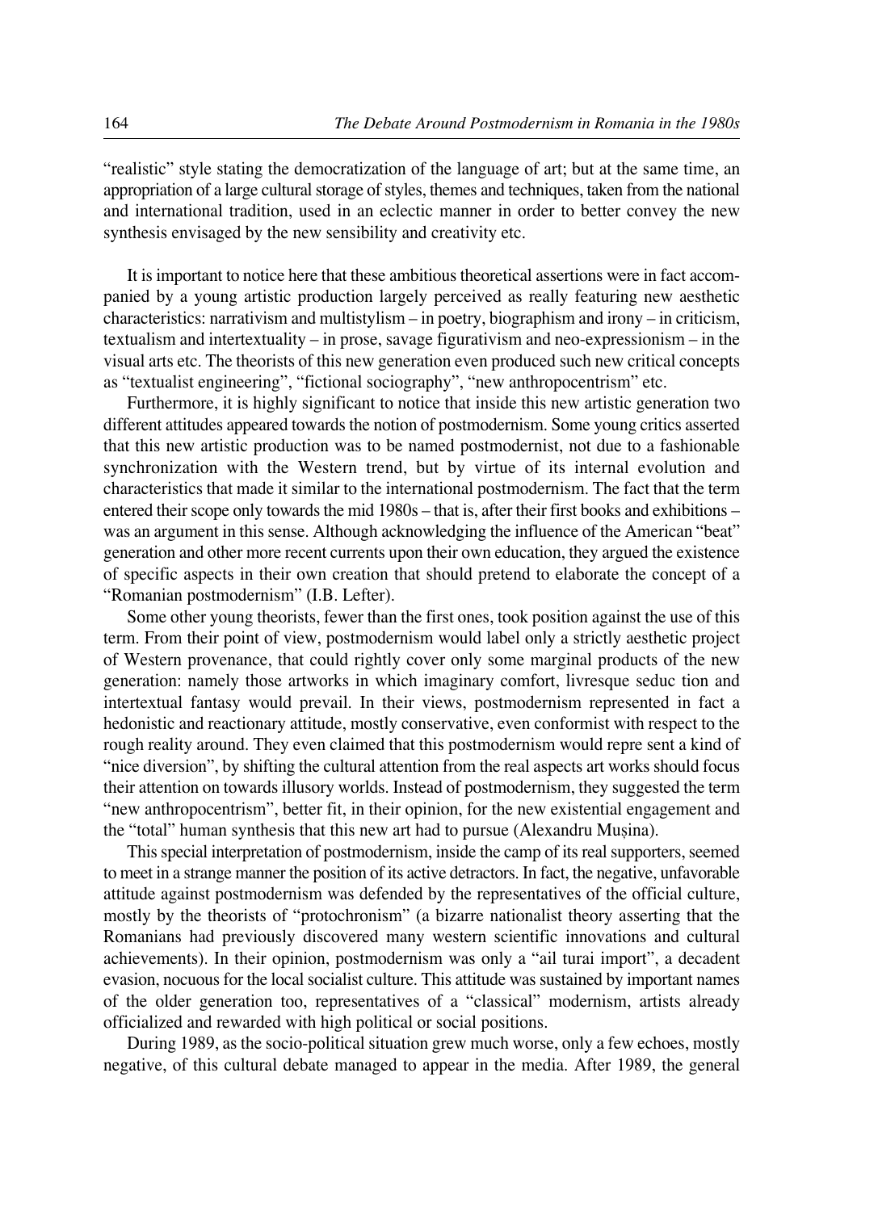"realistic" style stating the democratization of the language of art; but at the same time, an appropriation of a large cultural storage of styles, themes and techniques, taken from the national and international tradition, used in an eclectic manner in order to better convey the new synthesis envisaged by the new sensibility and creativity etc.

It is important to notice here that these ambitious theoretical assertions were in fact accompanied by a young artistic production largely perceived as really featuring new aesthetic characteristics: narrativism and multistylism – in poetry, biographism and irony – in criticism, textualism and intertextuality – in prose, savage figurativism and neo-expressionism – in the visual arts etc. The theorists of this new generation even produced such new critical concepts as "textualist engineering", "fictional sociography", "new anthropocentrism" etc.

Furthermore, it is highly significant to notice that inside this new artistic generation two different attitudes appeared towards the notion of postmodernism. Some young critics asserted that this new artistic production was to be named postmodernist, not due to a fashionable synchronization with the Western trend, but by virtue of its internal evolution and characteristics that made it similar to the international postmodernism. The fact that the term entered their scope only towards the mid 1980s – that is, after their first books and exhibitions – was an argument in this sense. Although acknowledging the influence of the American "beat" generation and other more recent currents upon their own education, they argued the existence of specific aspects in their own creation that should pretend to elaborate the concept of a "Romanian postmodernism" (I.B. Lefter).

Some other young theorists, fewer than the first ones, took position against the use of this term. From their point of view, postmodernism would label only a strictly aesthetic project of Western provenance, that could rightly cover only some marginal products of the new generation: namely those artworks in which imaginary comfort, livresque seduc tion and intertextual fantasy would prevail. In their views, postmodernism represented in fact a hedonistic and reactionary attitude, mostly conservative, even conformist with respect to the rough reality around. They even claimed that this postmodernism would repre sent a kind of "nice diversion", by shifting the cultural attention from the real aspects art works should focus their attention on towards illusory worlds. Instead of postmodernism, they suggested the term "new anthropocentrism", better fit, in their opinion, for the new existential engagement and the "total" human synthesis that this new art had to pursue (Alexandru Mușina).

This special interpretation of postmodernism, inside the camp of its real supporters, seemed to meet in a strange manner the position of its active detractors. In fact, the negative, unfavorable attitude against postmodernism was defended by the representatives of the official culture, mostly by the theorists of "protochronism" (a bizarre nationalist theory asserting that the Romanians had previously discovered many western scientific innovations and cultural achievements). In their opinion, postmodernism was only a "ail turai import", a decadent evasion, nocuous for the local socialist culture. This attitude was sustained by important names of the older generation too, representatives of a "classical" modernism, artists already officialized and rewarded with high political or social positions.

During 1989, as the socio-political situation grew much worse, only a few echoes, mostly negative, of this cultural debate managed to appear in the media. After 1989, the general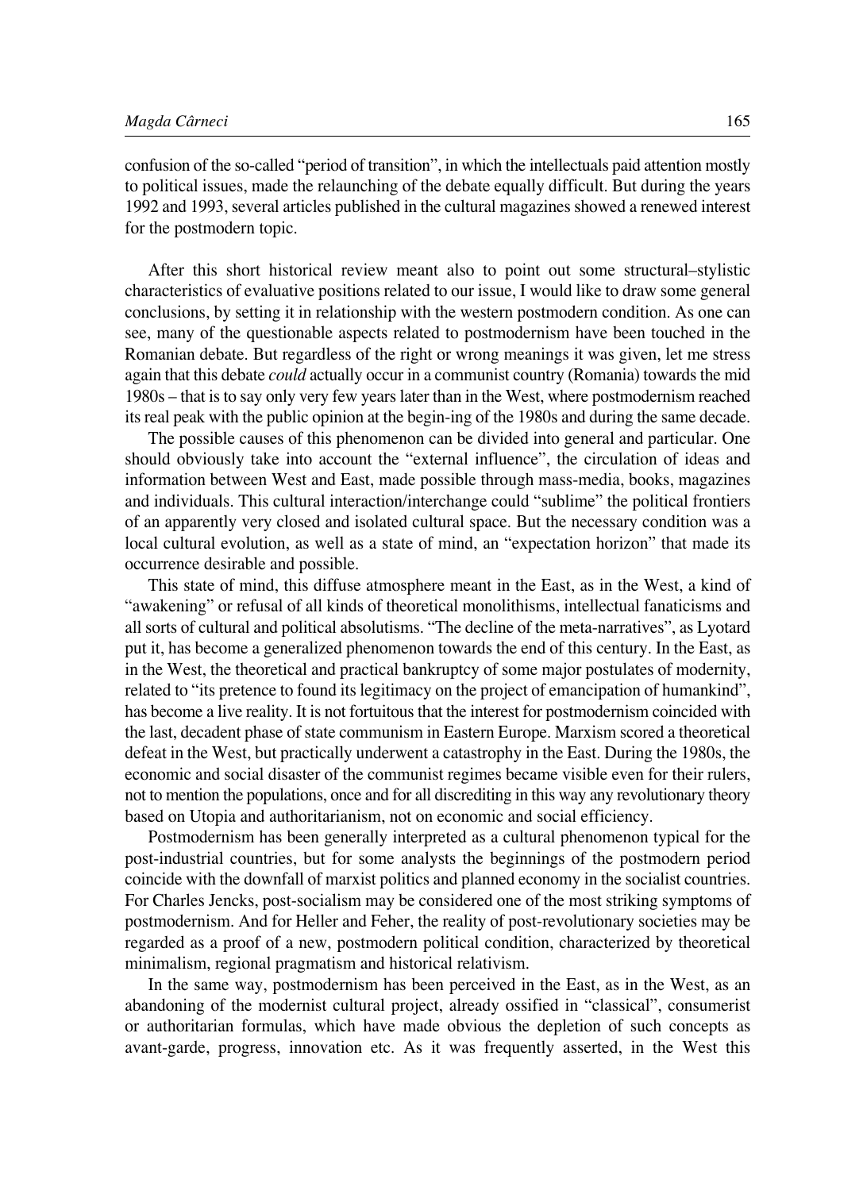confusion of the so-called "period of transition", in which the intellectuals paid attention mostly to political issues, made the relaunching of the debate equally difficult. But during the years 1992 and 1993, several articles published in the cultural magazines showed a renewed interest for the postmodern topic.

After this short historical review meant also to point out some structural–stylistic characteristics of evaluative positions related to our issue, I would like to draw some general conclusions, by setting it in relationship with the western postmodern condition. As one can see, many of the questionable aspects related to postmodernism have been touched in the Romanian debate. But regardless of the right or wrong meanings it was given, let me stress again that this debate *could* actually occur in a communist country (Romania) towards the mid 1980s – that is to say only very few years later than in the West, where postmodernism reached its real peak with the public opinion at the begin-ing of the 1980s and during the same decade.

The possible causes of this phenomenon can be divided into general and particular. One should obviously take into account the "external influence", the circulation of ideas and information between West and East, made possible through mass-media, books, magazines and individuals. This cultural interaction/interchange could "sublime" the political frontiers of an apparently very closed and isolated cultural space. But the necessary condition was a local cultural evolution, as well as a state of mind, an "expectation horizon" that made its occurrence desirable and possible.

This state of mind, this diffuse atmosphere meant in the East, as in the West, a kind of "awakening" or refusal of all kinds of theoretical monolithisms, intellectual fanaticisms and all sorts of cultural and political absolutisms. "The decline of the meta-narratives", as Lyotard put it, has become a generalized phenomenon towards the end of this century. In the East, as in the West, the theoretical and practical bankruptcy of some major postulates of modernity, related to "its pretence to found its legitimacy on the project of emancipation of humankind", has become a live reality. It is not fortuitous that the interest for postmodernism coincided with the last, decadent phase of state communism in Eastern Europe. Marxism scored a theoretical defeat in the West, but practically underwent a catastrophy in the East. During the 1980s, the economic and social disaster of the communist regimes became visible even for their rulers, not to mention the populations, once and for all discrediting in this way any revolutionary theory based on Utopia and authoritarianism, not on economic and social efficiency.

Postmodernism has been generally interpreted as a cultural phenomenon typical for the post-industrial countries, but for some analysts the beginnings of the postmodern period coincide with the downfall of marxist politics and planned economy in the socialist countries. For Charles Jencks, post-socialism may be considered one of the most striking symptoms of postmodernism. And for Heller and Feher, the reality of post-revolutionary societies may be regarded as a proof of a new, postmodern political condition, characterized by theoretical minimalism, regional pragmatism and historical relativism.

In the same way, postmodernism has been perceived in the East, as in the West, as an abandoning of the modernist cultural project, already ossified in "classical", consumerist or authoritarian formulas, which have made obvious the depletion of such concepts as avant-garde, progress, innovation etc. As it was frequently asserted, in the West this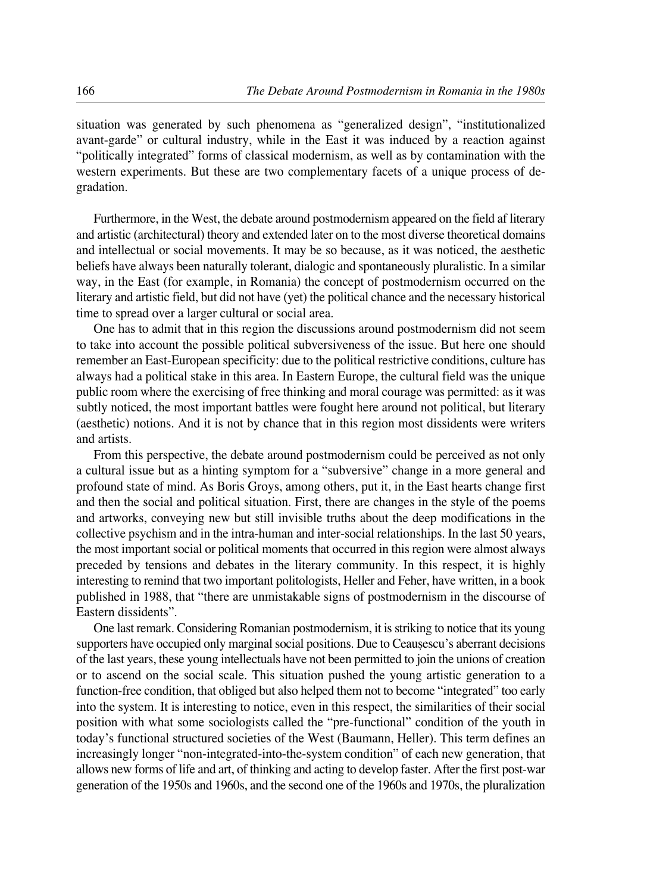situation was generated by such phenomena as "generalized design", "institutionalized avant-garde" or cultural industry, while in the East it was induced by a reaction against "politically integrated" forms of classical modernism, as well as by contamination with the western experiments. But these are two complementary facets of a unique process of degradation.

Furthermore, in the West, the debate around postmodernism appeared on the field af literary and artistic (architectural) theory and extended later on to the most diverse theoretical domains and intellectual or social movements. It may be so because, as it was noticed, the aesthetic beliefs have always been naturally tolerant, dialogic and spontaneously pluralistic. In a similar way, in the East (for example, in Romania) the concept of postmodernism occurred on the literary and artistic field, but did not have (yet) the political chance and the necessary historical time to spread over a larger cultural or social area.

One has to admit that in this region the discussions around postmodernism did not seem to take into account the possible political subversiveness of the issue. But here one should remember an East-European specificity: due to the political restrictive conditions, culture has always had a political stake in this area. In Eastern Europe, the cultural field was the unique public room where the exercising of free thinking and moral courage was permitted: as it was subtly noticed, the most important battles were fought here around not political, but literary (aesthetic) notions. And it is not by chance that in this region most dissidents were writers and artists.

From this perspective, the debate around postmodernism could be perceived as not only a cultural issue but as a hinting symptom for a "subversive" change in a more general and profound state of mind. As Boris Groys, among others, put it, in the East hearts change first and then the social and political situation. First, there are changes in the style of the poems and artworks, conveying new but still invisible truths about the deep modifications in the collective psychism and in the intra-human and inter-social relationships. In the last 50 years, the most important social or political moments that occurred in this region were almost always preceded by tensions and debates in the literary community. In this respect, it is highly interesting to remind that two important politologists, Heller and Feher, have written, in a book published in 1988, that "there are unmistakable signs of postmodernism in the discourse of Eastern dissidents".

One last remark. Considering Romanian postmodernism, it is striking to notice that its young supporters have occupied only marginal social positions. Due to Ceaușescu's aberrant decisions of the last years, these young intellectuals have not been permitted to join the unions of creation or to ascend on the social scale. This situation pushed the young artistic generation to a function-free condition, that obliged but also helped them not to become "integrated" too early into the system. It is interesting to notice, even in this respect, the similarities of their social position with what some sociologists called the "pre-functional" condition of the youth in today's functional structured societies of the West (Baumann, Heller). This term defines an increasingly longer "non-integrated-into-the-system condition" of each new generation, that allows new forms of life and art, of thinking and acting to develop faster. After the first post-war generation of the 1950s and 1960s, and the second one of the 1960s and 1970s, the pluralization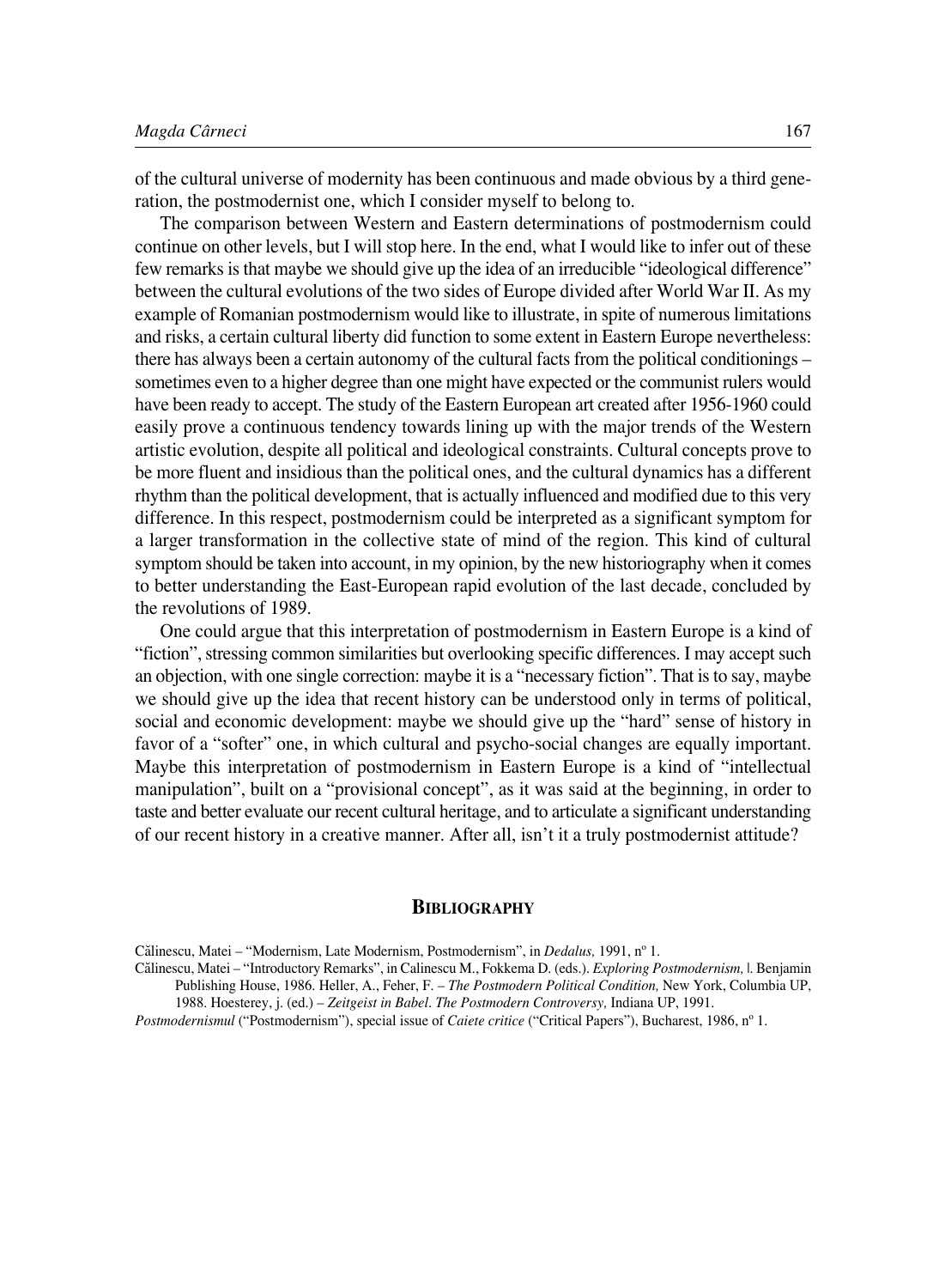of the cultural universe of modernity has been continuous and made obvious by a third generation, the postmodernist one, which I consider myself to belong to.

The comparison between Western and Eastern determinations of postmodernism could continue on other levels, but I will stop here. In the end, what I would like to infer out of these few remarks is that maybe we should give up the idea of an irreducible "ideological difference" between the cultural evolutions of the two sides of Europe divided after World War II. As my example of Romanian postmodernism would like to illustrate, in spite of numerous limitations and risks, a certain cultural liberty did function to some extent in Eastern Europe nevertheless: there has always been a certain autonomy of the cultural facts from the political conditionings – sometimes even to a higher degree than one might have expected or the communist rulers would have been ready to accept. The study of the Eastern European art created after 1956-1960 could easily prove a continuous tendency towards lining up with the major trends of the Western artistic evolution, despite all political and ideological constraints. Cultural concepts prove to be more fluent and insidious than the political ones, and the cultural dynamics has a different rhythm than the political development, that is actually influenced and modified due to this very difference. In this respect, postmodernism could be interpreted as a significant symptom for a larger transformation in the collective state of mind of the region. This kind of cultural symptom should be taken into account, in my opinion, by the new historiography when it comes to better understanding the East-European rapid evolution of the last decade, concluded by the revolutions of 1989.

One could argue that this interpretation of postmodernism in Eastern Europe is a kind of "fiction", stressing common similarities but overlooking specific differences. I may accept such an objection, with one single correction: maybe it is a "necessary fiction". That is to say, maybe we should give up the idea that recent history can be understood only in terms of political, social and economic development: maybe we should give up the "hard" sense of history in favor of a "softer" one, in which cultural and psycho-social changes are equally important. Maybe this interpretation of postmodernism in Eastern Europe is a kind of "intellectual manipulation", built on a "provisional concept", as it was said at the beginning, in order to taste and better evaluate our recent cultural heritage, and to articulate a significant understanding of our recent history in a creative manner. After all, isn't it a truly postmodernist attitude?

## Bibliography

Călinescu, Matei – "Modernism, Late Modernism, Postmodernism", in *Dedalus,* 1991, nº 1.

Călinescu, Matei – "Introductory Remarks", in Calinescu M., Fokkema D. (eds.). *Exploring Postmodernism,* I. Benjamin Publishing House, 1986. Heller, A., Feher, F. – *The Postmodern Political Condition,* New York, Columbia UP, 1988. Hoesterey, j. (ed.) – *Zeitgeist in Babel. The Postmodern Controversy,* Indiana UP, 1991.

*Postmodernismul* ("Postmodernism"), special issue of *Caiete critice* ("Critical Papers"), Bucharest, 1986, nº 1.